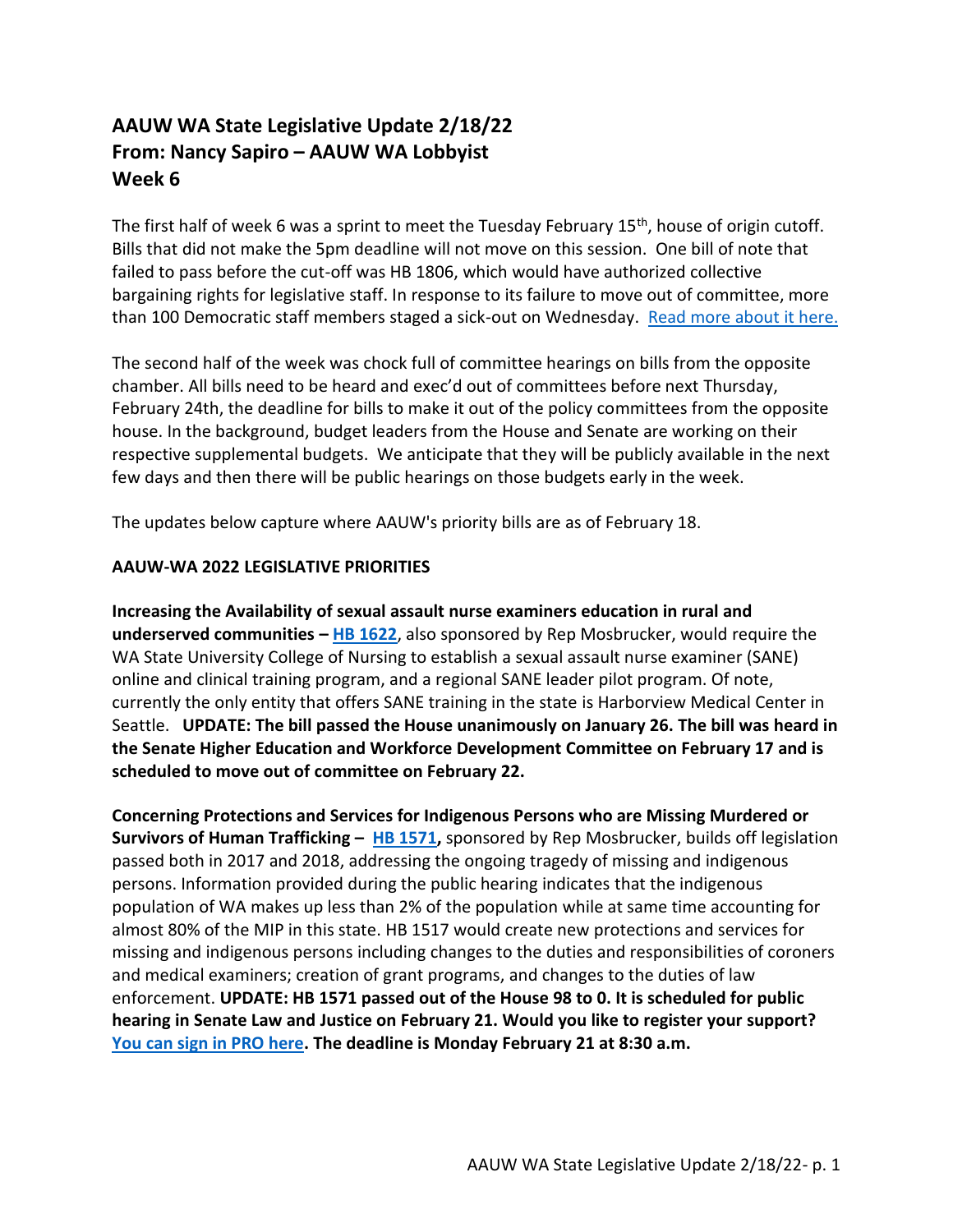# AAUW WA State Legislative Update 2/18/22
# From: Nancy Sapiro – AAUW WA Lobbyist
# Week 6

The first half of week 6 was a sprint to meet the Tuesday February 15th, house of origin cutoff. Bills that did not make the 5pm deadline will not move on this session. One bill of note that failed to pass before the cut-off was HB 1806, which would have authorized collective bargaining rights for legislative staff. In response to its failure to move out of committee, more than 100 Democratic staff members staged a sick-out on Wednesday. [Read more about it here.]()

The second half of the week was chock full of committee hearings on bills from the opposite chamber. All bills need to be heard and exec'd out of committees before next Thursday, February 24th, the deadline for bills to make it out of the policy committees from the opposite house. In the background, budget leaders from the House and Senate are working on their respective supplemental budgets. We anticipate that they will be publicly available in the next few days and then there will be public hearings on those budgets early in the week.

The updates below capture where AAUW's priority bills are as of February 18.

**AAUW-WA 2022 LEGISLATIVE PRIORITIES**

**Increasing the Availability of sexual assault nurse examiners education in rural and underserved communities – [HB 1622]()**, also sponsored by Rep Mosbrucker, would require the WA State University College of Nursing to establish a sexual assault nurse examiner (SANE) online and clinical training program, and a regional SANE leader pilot program. Of note, currently the only entity that offers SANE training in the state is Harborview Medical Center in Seattle. **UPDATE: The bill passed the House unanimously on January 26. The bill was heard in the Senate Higher Education and Workforce Development Committee on February 17 and is scheduled to move out of committee on February 22.**

**Concerning Protections and Services for Indigenous Persons who are Missing Murdered or Survivors of Human Trafficking – [HB 1571](),** sponsored by Rep Mosbrucker, builds off legislation passed both in 2017 and 2018, addressing the ongoing tragedy of missing and indigenous persons. Information provided during the public hearing indicates that the indigenous population of WA makes up less than 2% of the population while at same time accounting for almost 80% of the MIP in this state. HB 1517 would create new protections and services for missing and indigenous persons including changes to the duties and responsibilities of coroners and medical examiners; creation of grant programs, and changes to the duties of law enforcement. **UPDATE: HB 1571 passed out of the House 98 to 0. It is scheduled for public hearing in Senate Law and Justice on February 21. Would you like to register your support? [You can sign in PRO here](). The deadline is Monday February 21 at 8:30 a.m.**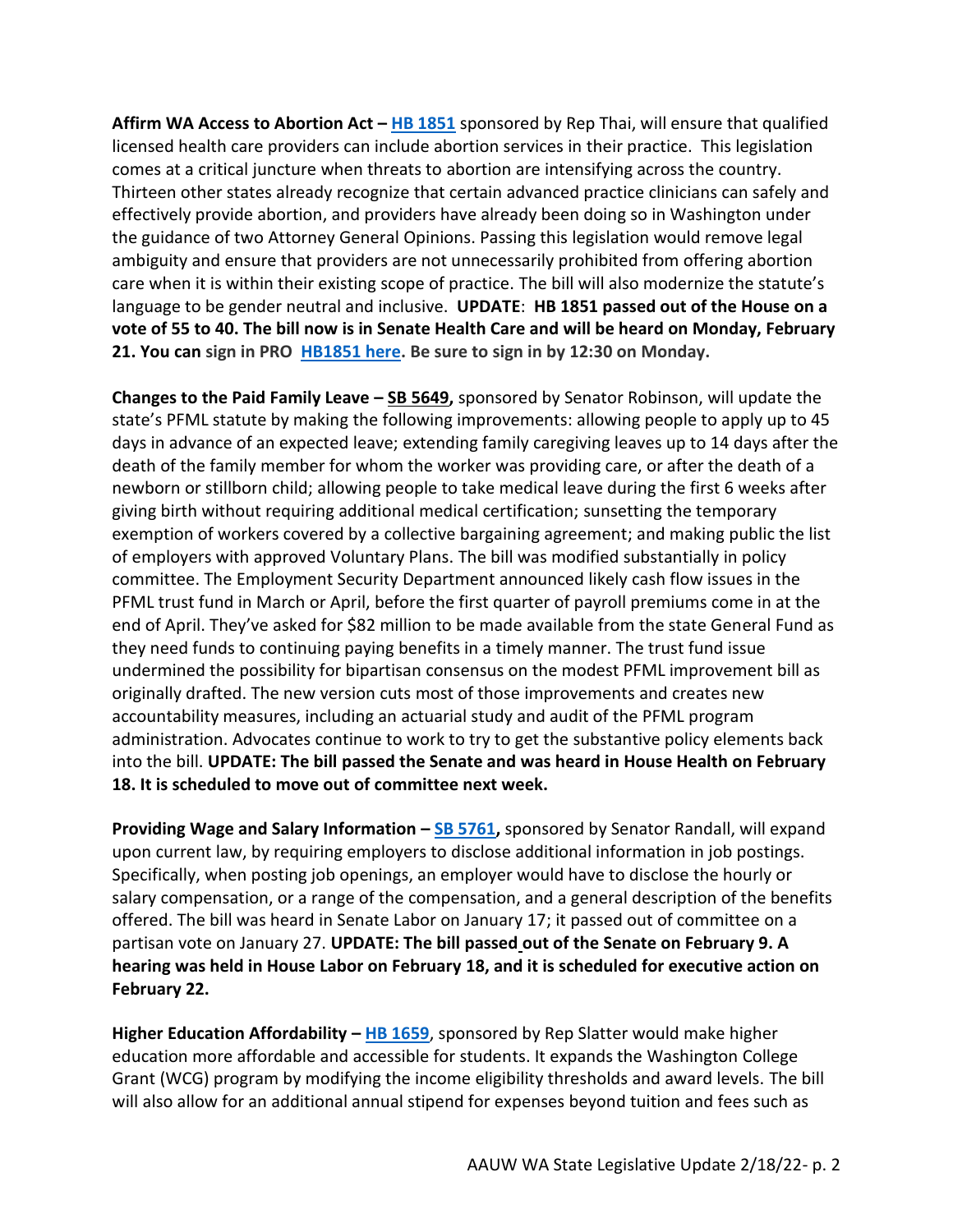**Affirm WA Access to Abortion Act – HB 1851** sponsored by Rep Thai, will ensure that qualified licensed health care providers can include abortion services in their practice. This legislation comes at a critical juncture when threats to abortion are intensifying across the country. Thirteen other states already recognize that certain advanced practice clinicians can safely and effectively provide abortion, and providers have already been doing so in Washington under the guidance of two Attorney General Opinions. Passing this legislation would remove legal ambiguity and ensure that providers are not unnecessarily prohibited from offering abortion care when it is within their existing scope of practice. The bill will also modernize the statute's language to be gender neutral and inclusive. **UPDATE**: **HB 1851 passed out of the House on a vote of 55 to 40. The bill now is in Senate Health Care and will be heard on Monday, February 21. You can sign in PRO HB1851 here. Be sure to sign in by 12:30 on Monday.**

**Changes to the Paid Family Leave – SB 5649,** sponsored by Senator Robinson, will update the state's PFML statute by making the following improvements: allowing people to apply up to 45 days in advance of an expected leave; extending family caregiving leaves up to 14 days after the death of the family member for whom the worker was providing care, or after the death of a newborn or stillborn child; allowing people to take medical leave during the first 6 weeks after giving birth without requiring additional medical certification; sunsetting the temporary exemption of workers covered by a collective bargaining agreement; and making public the list of employers with approved Voluntary Plans. The bill was modified substantially in policy committee. The Employment Security Department announced likely cash flow issues in the PFML trust fund in March or April, before the first quarter of payroll premiums come in at the end of April. They've asked for $82 million to be made available from the state General Fund as they need funds to continuing paying benefits in a timely manner. The trust fund issue undermined the possibility for bipartisan consensus on the modest PFML improvement bill as originally drafted. The new version cuts most of those improvements and creates new accountability measures, including an actuarial study and audit of the PFML program administration. Advocates continue to work to try to get the substantive policy elements back into the bill. **UPDATE: The bill passed the Senate and was heard in House Health on February 18. It is scheduled to move out of committee next week.**

**Providing Wage and Salary Information – SB 5761,** sponsored by Senator Randall, will expand upon current law, by requiring employers to disclose additional information in job postings. Specifically, when posting job openings, an employer would have to disclose the hourly or salary compensation, or a range of the compensation, and a general description of the benefits offered. The bill was heard in Senate Labor on January 17; it passed out of committee on a partisan vote on January 27. **UPDATE: The bill passed out of the Senate on February 9. A hearing was held in House Labor on February 18, and it is scheduled for executive action on February 22.**

**Higher Education Affordability – HB 1659**, sponsored by Rep Slatter would make higher education more affordable and accessible for students. It expands the Washington College Grant (WCG) program by modifying the income eligibility thresholds and award levels. The bill will also allow for an additional annual stipend for expenses beyond tuition and fees such as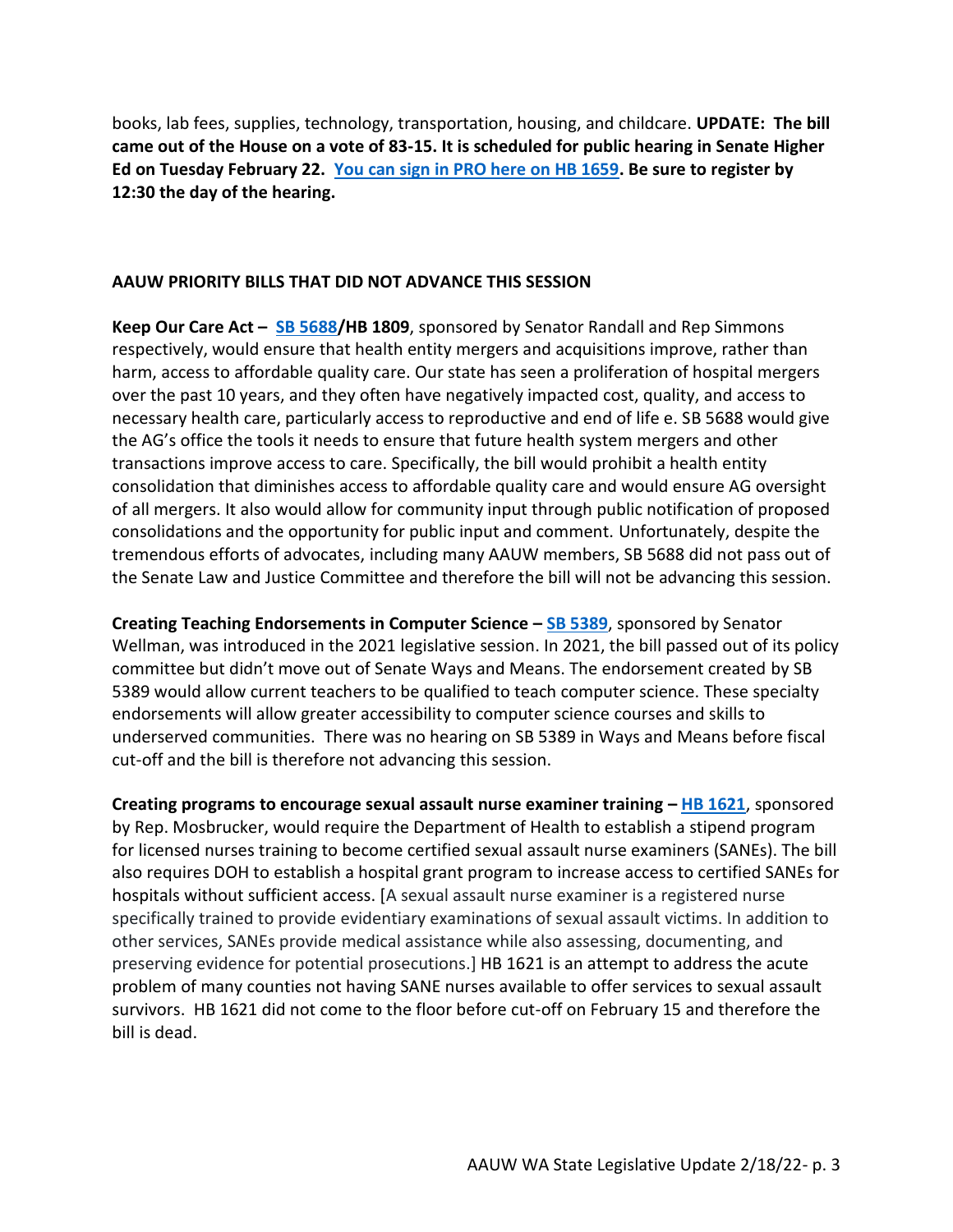books, lab fees, supplies, technology, transportation, housing, and childcare. **UPDATE: The bill came out of the House on a vote of 83-15. It is scheduled for public hearing in Senate Higher Ed on Tuesday February 22. You can sign in PRO here on HB 1659. Be sure to register by 12:30 the day of the hearing.**

**AAUW PRIORITY BILLS THAT DID NOT ADVANCE THIS SESSION**

**Keep Our Care Act – SB 5688/HB 1809**, sponsored by Senator Randall and Rep Simmons respectively, would ensure that health entity mergers and acquisitions improve, rather than harm, access to affordable quality care. Our state has seen a proliferation of hospital mergers over the past 10 years, and they often have negatively impacted cost, quality, and access to necessary health care, particularly access to reproductive and end of life e. SB 5688 would give the AG's office the tools it needs to ensure that future health system mergers and other transactions improve access to care. Specifically, the bill would prohibit a health entity consolidation that diminishes access to affordable quality care and would ensure AG oversight of all mergers. It also would allow for community input through public notification of proposed consolidations and the opportunity for public input and comment. Unfortunately, despite the tremendous efforts of advocates, including many AAUW members, SB 5688 did not pass out of the Senate Law and Justice Committee and therefore the bill will not be advancing this session.

**Creating Teaching Endorsements in Computer Science – SB 5389**, sponsored by Senator Wellman, was introduced in the 2021 legislative session. In 2021, the bill passed out of its policy committee but didn't move out of Senate Ways and Means. The endorsement created by SB 5389 would allow current teachers to be qualified to teach computer science. These specialty endorsements will allow greater accessibility to computer science courses and skills to underserved communities. There was no hearing on SB 5389 in Ways and Means before fiscal cut-off and the bill is therefore not advancing this session.

**Creating programs to encourage sexual assault nurse examiner training – HB 1621**, sponsored by Rep. Mosbrucker, would require the Department of Health to establish a stipend program for licensed nurses training to become certified sexual assault nurse examiners (SANEs). The bill also requires DOH to establish a hospital grant program to increase access to certified SANEs for hospitals without sufficient access. [A sexual assault nurse examiner is a registered nurse specifically trained to provide evidentiary examinations of sexual assault victims. In addition to other services, SANEs provide medical assistance while also assessing, documenting, and preserving evidence for potential prosecutions.] HB 1621 is an attempt to address the acute problem of many counties not having SANE nurses available to offer services to sexual assault survivors. HB 1621 did not come to the floor before cut-off on February 15 and therefore the bill is dead.